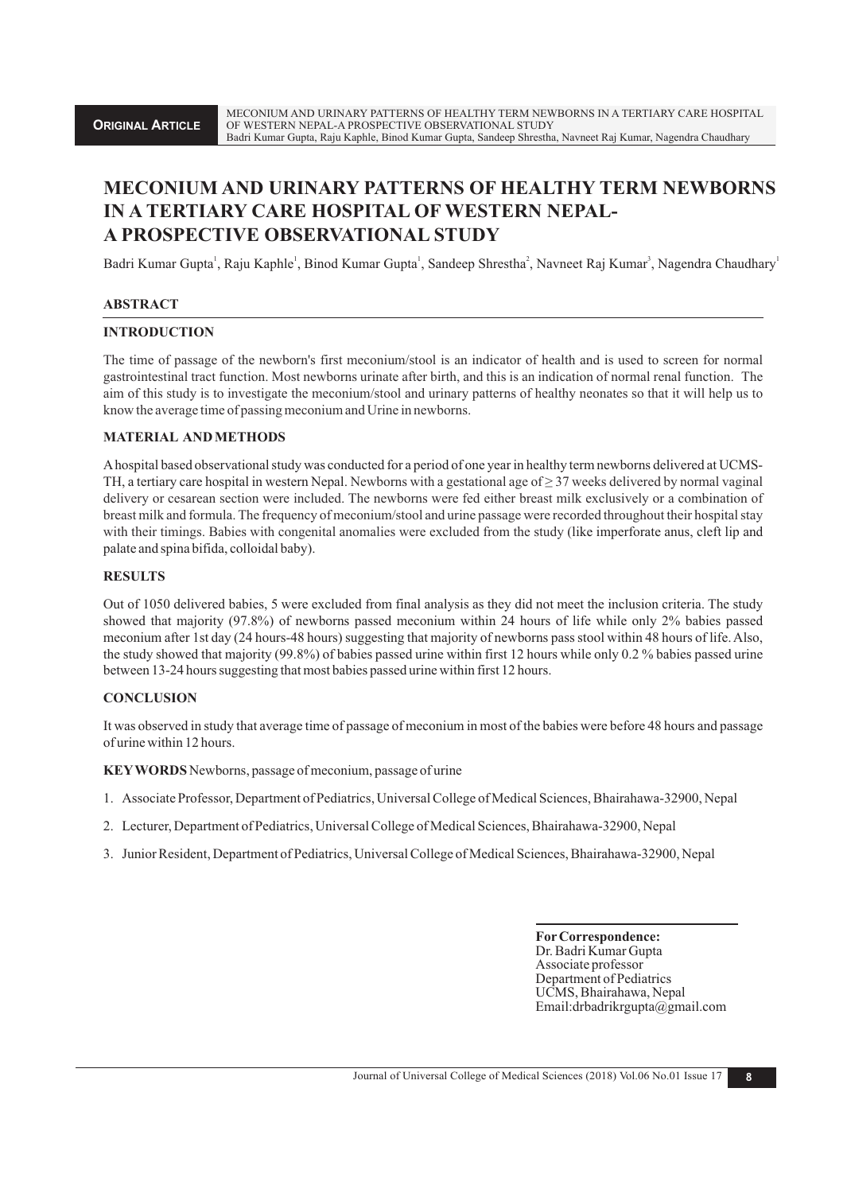# MECONIUM AND URINARY PATTERNS OF HEALTHY TERM NEWBORNS IN A TERTIARY CARE HOSPITAL OF WESTERN NEPAL-A PROSPECTIVE OBSERVATIONAL STUDY

Badri Kumar Gupta[1], Raju Kaphle[1], Binod Kumar Gupta[1], Sandeep Shrestha[2], Navneet Raj Kumar[3], Nagendra Chaudhary[1]

## ABSTRACT

### INTRODUCTION

The time of passage of the newborn's first meconium/stool is an indicator of health and is used to screen for normal gastrointestinal tract function. Most newborns urinate after birth, and this is an indication of normal renal function. The aim of this study is to investigate the meconium/stool and urinary patterns of healthy neonates so that it will help us to know the average time of passing meconium and Urine in newborns.

### MATERIAL AND METHODS

A hospital based observational study was conducted for a period of one year in healthy term newborns delivered at UCMS-TH, a tertiary care hospital in western Nepal. Newborns with a gestational age of ≥ 37 weeks delivered by normal vaginal delivery or cesarean section were included. The newborns were fed either breast milk exclusively or a combination of breast milk and formula. The frequency of meconium/stool and urine passage were recorded throughout their hospital stay with their timings. Babies with congenital anomalies were excluded from the study (like imperforate anus, cleft lip and palate and spina bifida, colloidal baby).

### RESULTS

Out of 1050 delivered babies, 5 were excluded from final analysis as they did not meet the inclusion criteria. The study showed that majority (97.8%) of newborns passed meconium within 24 hours of life while only 2% babies passed meconium after 1st day (24 hours-48 hours) suggesting that majority of newborns pass stool within 48 hours of life. Also, the study showed that majority (99.8%) of babies passed urine within first 12 hours while only 0.2 % babies passed urine between 13-24 hours suggesting that most babies passed urine within first 12 hours.

### CONCLUSION

It was observed in study that average time of passage of meconium in most of the babies were before 48 hours and passage of urine within 12 hours.

**KEY WORDS** Newborns, passage of meconium, passage of urine

1. Associate Professor, Department of Pediatrics, Universal College of Medical Sciences, Bhairahawa-32900, Nepal
2. Lecturer, Department of Pediatrics, Universal College of Medical Sciences, Bhairahawa-32900, Nepal
3. Junior Resident, Department of Pediatrics, Universal College of Medical Sciences, Bhairahawa-32900, Nepal

**For Correspondence:**
Dr. Badri Kumar Gupta
Associate professor
Department of Pediatrics
UCMS, Bhairahawa, Nepal
Email:drbadrikrgupta@gmail.com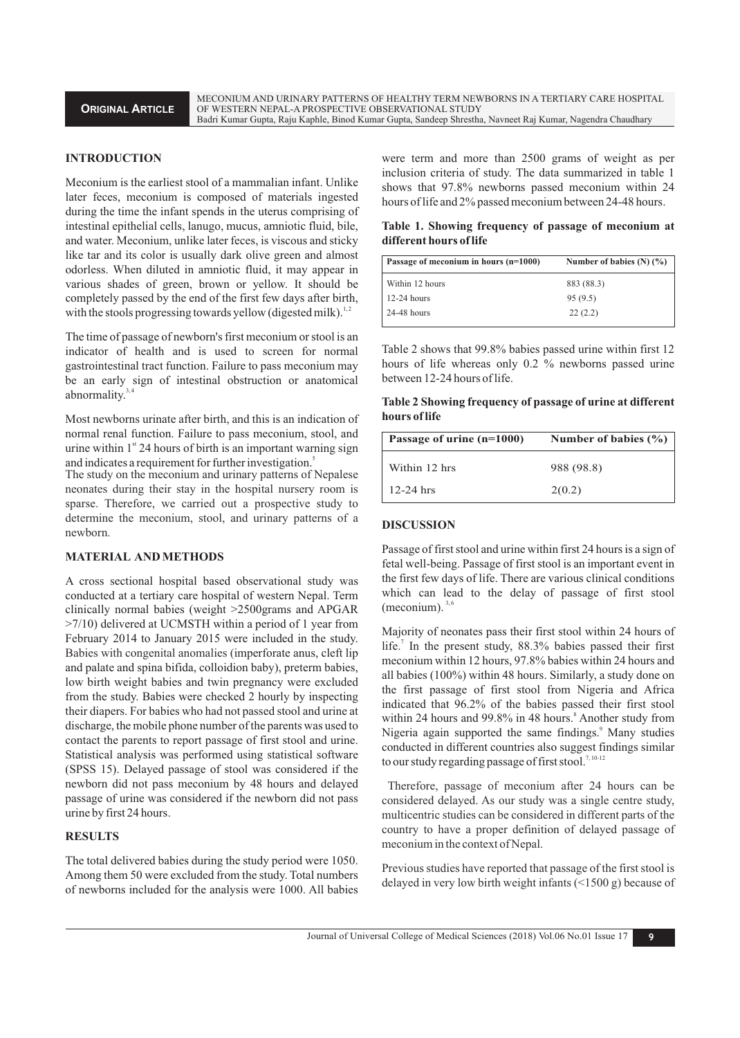## INTRODUCTION

Meconium is the earliest stool of a mammalian infant. Unlike later feces, meconium is composed of materials ingested during the time the infant spends in the uterus comprising of intestinal epithelial cells, lanugo, mucus, amniotic fluid, bile, and water. Meconium, unlike later feces, is viscous and sticky like tar and its color is usually dark olive green and almost odorless. When diluted in amniotic fluid, it may appear in various shades of green, brown or yellow. It should be completely passed by the end of the first few days after birth, with the stools progressing towards yellow (digested milk).[1,2]

The time of passage of newborn's first meconium or stool is an indicator of health and is used to screen for normal gastrointestinal tract function. Failure to pass meconium may be an early sign of intestinal obstruction or anatomical abnormality.[3,4]

Most newborns urinate after birth, and this is an indication of normal renal function. Failure to pass meconium, stool, and urine within 1st 24 hours of birth is an important warning sign and indicates a requirement for further investigation.[5]

The study on the meconium and urinary patterns of Nepalese neonates during their stay in the hospital nursery room is sparse. Therefore, we carried out a prospective study to determine the meconium, stool, and urinary patterns of a newborn.

## MATERIAL AND METHODS

A cross sectional hospital based observational study was conducted at a tertiary care hospital of western Nepal. Term clinically normal babies (weight >2500grams and APGAR >7/10) delivered at UCMSTH within a period of 1 year from February 2014 to January 2015 were included in the study. Babies with congenital anomalies (imperforate anus, cleft lip and palate and spina bifida, colloidion baby), preterm babies, low birth weight babies and twin pregnancy were excluded from the study. Babies were checked 2 hourly by inspecting their diapers. For babies who had not passed stool and urine at discharge, the mobile phone number of the parents was used to contact the parents to report passage of first stool and urine. Statistical analysis was performed using statistical software (SPSS 15). Delayed passage of stool was considered if the newborn did not pass meconium by 48 hours and delayed passage of urine was considered if the newborn did not pass urine by first 24 hours.

## RESULTS

The total delivered babies during the study period were 1050. Among them 50 were excluded from the study. Total numbers of newborns included for the analysis were 1000. All babies were term and more than 2500 grams of weight as per inclusion criteria of study. The data summarized in table 1 shows that 97.8% newborns passed meconium within 24 hours of life and 2% passed meconium between 24-48 hours.

**Table 1. Showing frequency of passage of meconium at different hours of life**

| Passage of meconium in hours (n=1000) | Number of babies (N) (%) |
|---|---|
| Within 12 hours | 883 (88.3) |
| 12-24 hours | 95 (9.5) |
| 24-48 hours | 22 (2.2) |

Table 2 shows that 99.8% babies passed urine within first 12 hours of life whereas only 0.2 % newborns passed urine between 12-24 hours of life.

**Table 2 Showing frequency of passage of urine at different hours of life**

| Passage of urine (n=1000) | Number of babies (%) |
|---|---|
| Within 12 hrs | 988 (98.8) |
| 12-24 hrs | 2(0.2) |

## DISCUSSION

Passage of first stool and urine within first 24 hours is a sign of fetal well-being. Passage of first stool is an important event in the first few days of life. There are various clinical conditions which can lead to the delay of passage of first stool (meconium).[3,6]

Majority of neonates pass their first stool within 24 hours of life.[7] In the present study, 88.3% babies passed their first meconium within 12 hours, 97.8% babies within 24 hours and all babies (100%) within 48 hours. Similarly, a study done on the first passage of first stool from Nigeria and Africa indicated that 96.2% of the babies passed their first stool within 24 hours and 99.8% in 48 hours.[8] Another study from Nigeria again supported the same findings.[9] Many studies conducted in different countries also suggest findings similar to our study regarding passage of first stool.[7,10-12]

Therefore, passage of meconium after 24 hours can be considered delayed. As our study was a single centre study, multicentric studies can be considered in different parts of the country to have a proper definition of delayed passage of meconium in the context of Nepal.

Previous studies have reported that passage of the first stool is delayed in very low birth weight infants (<1500 g) because of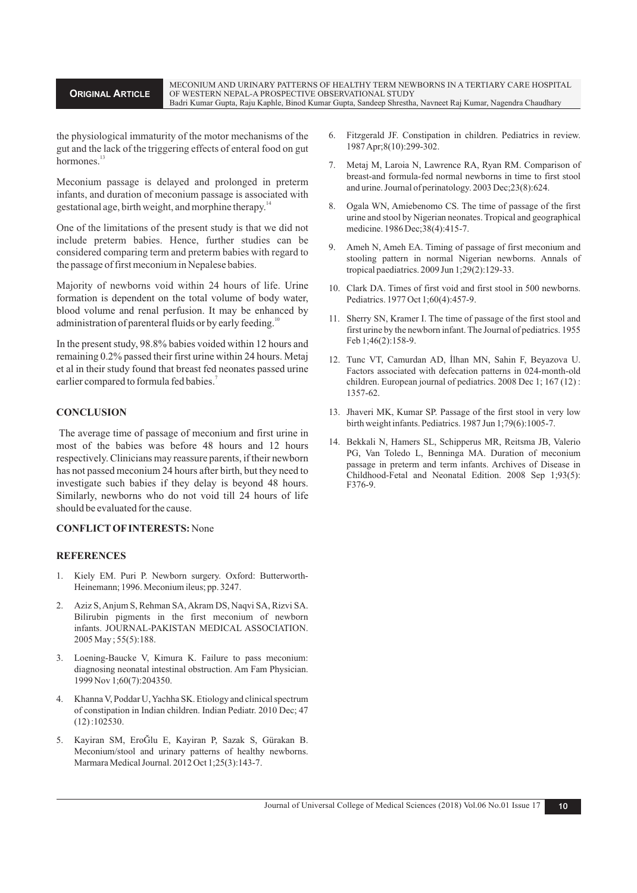the physiological immaturity of the motor mechanisms of the gut and the lack of the triggering effects of enteral food on gut hormones.[13]

Meconium passage is delayed and prolonged in preterm infants, and duration of meconium passage is associated with gestational age, birth weight, and morphine therapy.[14]

One of the limitations of the present study is that we did not include preterm babies. Hence, further studies can be considered comparing term and preterm babies with regard to the passage of first meconium in Nepalese babies.

Majority of newborns void within 24 hours of life. Urine formation is dependent on the total volume of body water, blood volume and renal perfusion. It may be enhanced by administration of parenteral fluids or by early feeding.[10]

In the present study, 98.8% babies voided within 12 hours and remaining 0.2% passed their first urine within 24 hours. Metaj et al in their study found that breast fed neonates passed urine earlier compared to formula fed babies.[7]

## CONCLUSION

The average time of passage of meconium and first urine in most of the babies was before 48 hours and 12 hours respectively. Clinicians may reassure parents, if their newborn has not passed meconium 24 hours after birth, but they need to investigate such babies if they delay is beyond 48 hours. Similarly, newborns who do not void till 24 hours of life should be evaluated for the cause.

**CONFLICT OF INTERESTS:** None

## REFERENCES

1. Kiely EM. Puri P. Newborn surgery. Oxford: Butterworth-Heinemann; 1996. Meconium ileus; pp. 3247.
2. Aziz S, Anjum S, Rehman SA, Akram DS, Naqvi SA, Rizvi SA. Bilirubin pigments in the first meconium of newborn infants. JOURNAL-PAKISTAN MEDICAL ASSOCIATION. 2005 May ; 55(5):188.
3. Loening-Baucke V, Kimura K. Failure to pass meconium: diagnosing neonatal intestinal obstruction. Am Fam Physician. 1999 Nov 1;60(7):204350.
4. Khanna V, Poddar U, Yachha SK. Etiology and clinical spectrum of constipation in Indian children. Indian Pediatr. 2010 Dec; 47 (12) :102530.
5. Kayiran SM, EroĞlu E, Kayiran P, Sazak S, Gürakan B. Meconium/stool and urinary patterns of healthy newborns. Marmara Medical Journal. 2012 Oct 1;25(3):143-7.
6. Fitzgerald JF. Constipation in children. Pediatrics in review. 1987 Apr;8(10):299-302.
7. Metaj M, Laroia N, Lawrence RA, Ryan RM. Comparison of breast-and formula-fed normal newborns in time to first stool and urine. Journal of perinatology. 2003 Dec;23(8):624.
8. Ogala WN, Amiebenomo CS. The time of passage of the first urine and stool by Nigerian neonates. Tropical and geographical medicine. 1986 Dec;38(4):415-7.
9. Ameh N, Ameh EA. Timing of passage of first meconium and stooling pattern in normal Nigerian newborns. Annals of tropical paediatrics. 2009 Jun 1;29(2):129-33.
10. Clark DA. Times of first void and first stool in 500 newborns. Pediatrics. 1977 Oct 1;60(4):457-9.
11. Sherry SN, Kramer I. The time of passage of the first stool and first urine by the newborn infant. The Journal of pediatrics. 1955 Feb 1;46(2):158-9.
12. Tunc VT, Camurdan AD, İlhan MN, Sahin F, Beyazova U. Factors associated with defecation patterns in 024-month-old children. European journal of pediatrics. 2008 Dec 1; 167 (12) : 1357-62.
13. Jhaveri MK, Kumar SP. Passage of the first stool in very low birth weight infants. Pediatrics. 1987 Jun 1;79(6):1005-7.
14. Bekkali N, Hamers SL, Schipperus MR, Reitsma JB, Valerio PG, Van Toledo L, Benninga MA. Duration of meconium passage in preterm and term infants. Archives of Disease in Childhood-Fetal and Neonatal Edition. 2008 Sep 1;93(5): F376-9.